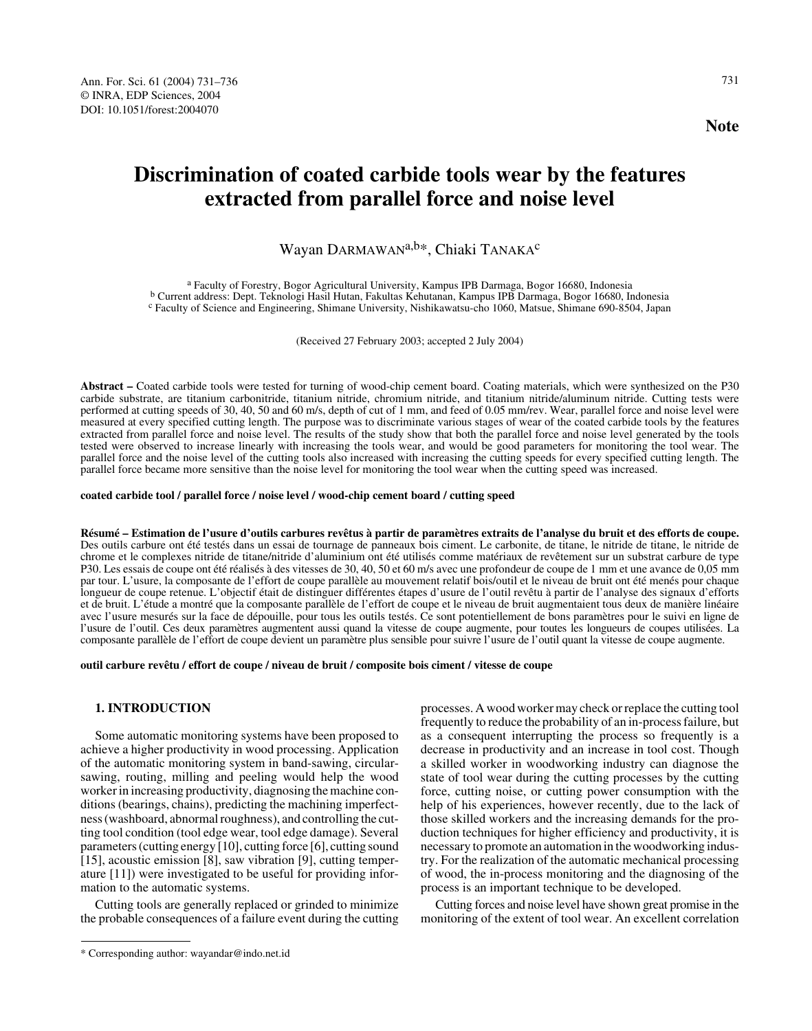Note

# Discrimination of coated carbide tools wear by the features extracted from parallel force and noise level

Wayan DARMAWAN[a,b]*, Chiaki TANAKA[c]

[a] Faculty of Forestry, Bogor Agricultural University, Kampus IPB Darmaga, Bogor 16680, Indonesia
[b] Current address: Dept. Teknologi Hasil Hutan, Fakultas Kehutanan, Kampus IPB Darmaga, Bogor 16680, Indonesia
[c] Faculty of Science and Engineering, Shimane University, Nishikawatsu-cho 1060, Matsue, Shimane 690-8504, Japan

(Received 27 February 2003; accepted 2 July 2004)

**Abstract –** Coated carbide tools were tested for turning of wood-chip cement board. Coating materials, which were synthesized on the P30 carbide substrate, are titanium carbonitride, titanium nitride, chromium nitride, and titanium nitride/aluminum nitride. Cutting tests were performed at cutting speeds of 30, 40, 50 and 60 m/s, depth of cut of 1 mm, and feed of 0.05 mm/rev. Wear, parallel force and noise level were measured at every specified cutting length. The purpose was to discriminate various stages of wear of the coated carbide tools by the features extracted from parallel force and noise level. The results of the study show that both the parallel force and noise level generated by the tools tested were observed to increase linearly with increasing the tools wear, and would be good parameters for monitoring the tool wear. The parallel force and the noise level of the cutting tools also increased with increasing the cutting speeds for every specified cutting length. The parallel force became more sensitive than the noise level for monitoring the tool wear when the cutting speed was increased.

**coated carbide tool / parallel force / noise level / wood-chip cement board / cutting speed**

**Résumé – Estimation de l'usure d'outils carbures revêtus à partir de paramètres extraits de l'analyse du bruit et des efforts de coupe.** Des outils carbure ont été testés dans un essai de tournage de panneaux bois ciment. Le carbonite, de titane, le nitride de titane, le nitride de chrome et le complexes nitride de titane/nitride d'aluminium ont été utilisés comme matériaux de revêtement sur un substrat carbure de type P30. Les essais de coupe ont été réalisés à des vitesses de 30, 40, 50 et 60 m/s avec une profondeur de coupe de 1 mm et une avance de 0,05 mm par tour. L'usure, la composante de l'effort de coupe parallèle au mouvement relatif bois/outil et le niveau de bruit ont été menés pour chaque longueur de coupe retenue. L'objectif était de distinguer différentes étapes d'usure de l'outil revêtu à partir de l'analyse des signaux d'efforts et de bruit. L'étude a montré que la composante parallèle de l'effort de coupe et le niveau de bruit augmentaient tous deux de manière linéaire avec l'usure mesurés sur la face de dépouille, pour tous les outils testés. Ce sont potentiellement de bons paramètres pour le suivi en ligne de l'usure de l'outil. Ces deux paramètres augmentent aussi quand la vitesse de coupe augmente, pour toutes les longueurs de coupes utilisées. La composante parallèle de l'effort de coupe devient un paramètre plus sensible pour suivre l'usure de l'outil quant la vitesse de coupe augmente.

**outil carbure revêtu / effort de coupe / niveau de bruit / composite bois ciment / vitesse de coupe**

## 1. INTRODUCTION

Some automatic monitoring systems have been proposed to achieve a higher productivity in wood processing. Application of the automatic monitoring system in band-sawing, circular-sawing, routing, milling and peeling would help the wood worker in increasing productivity, diagnosing the machine conditions (bearings, chains), predicting the machining imperfectness (washboard, abnormal roughness), and controlling the cutting tool condition (tool edge wear, tool edge damage). Several parameters (cutting energy [10], cutting force [6], cutting sound [15], acoustic emission [8], saw vibration [9], cutting temperature [11]) were investigated to be useful for providing information to the automatic systems.

Cutting tools are generally replaced or grinded to minimize the probable consequences of a failure event during the cutting processes. A wood worker may check or replace the cutting tool frequently to reduce the probability of an in-process failure, but as a consequent interrupting the process so frequently is a decrease in productivity and an increase in tool cost. Though a skilled worker in woodworking industry can diagnose the state of tool wear during the cutting processes by the cutting force, cutting noise, or cutting power consumption with the help of his experiences, however recently, due to the lack of those skilled workers and the increasing demands for the production techniques for higher efficiency and productivity, it is necessary to promote an automation in the woodworking industry. For the realization of the automatic mechanical processing of wood, the in-process monitoring and the diagnosing of the process is an important technique to be developed.

Cutting forces and noise level have shown great promise in the monitoring of the extent of tool wear. An excellent correlation

* Corresponding author: wayandar@indo.net.id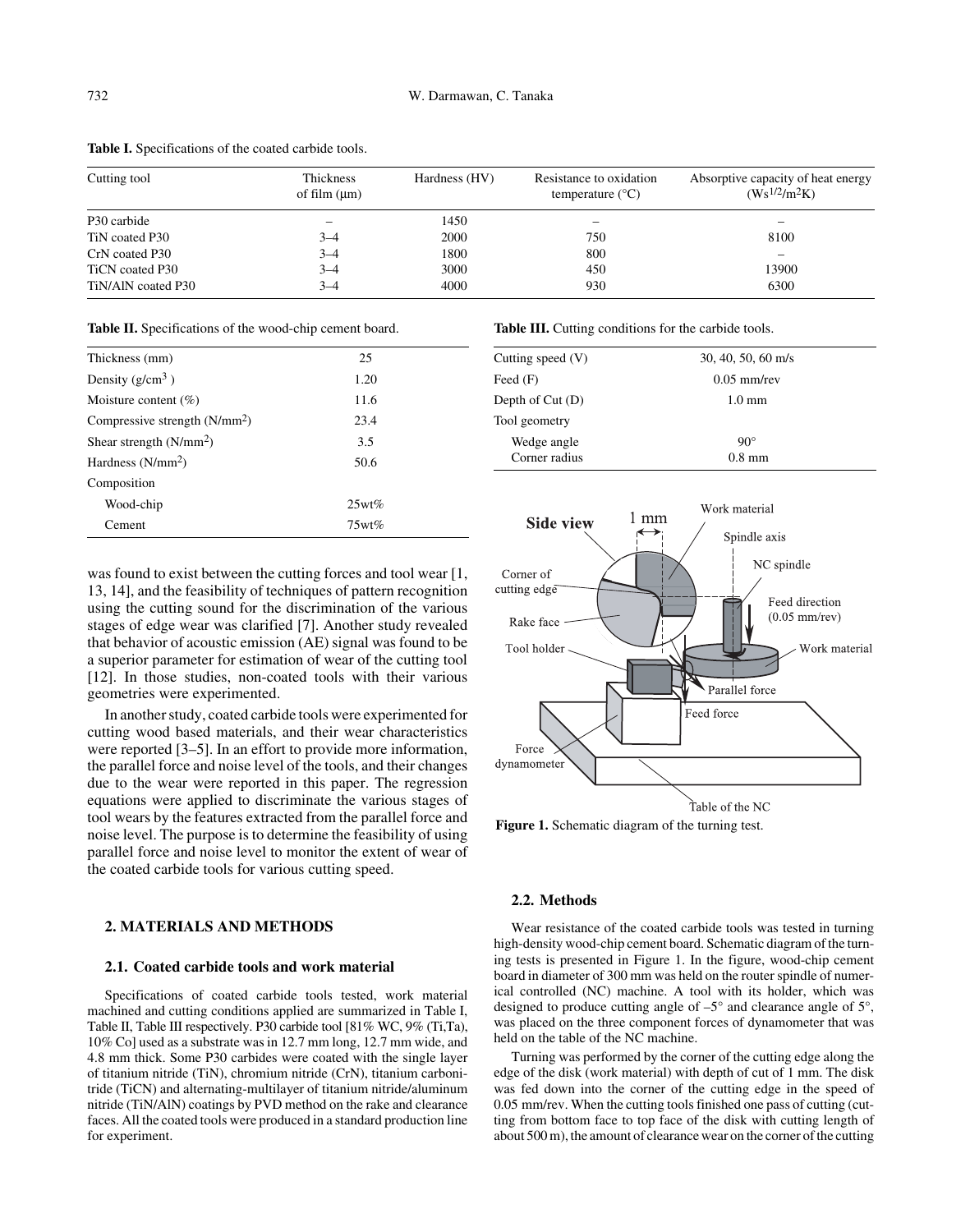**Table I.** Specifications of the coated carbide tools.

| Cutting tool | Thickness of film (μm) | Hardness (HV) | Resistance to oxidation temperature (°C) | Absorptive capacity of heat energy ($Ws^{1/2}/m^2K$) |
|---|---|---|---|---|
| P30 carbide | – | 1450 | – | – |
| TiN coated P30 | 3–4 | 2000 | 750 | 8100 |
| CrN coated P30 | 3–4 | 1800 | 800 | – |
| TiCN coated P30 | 3–4 | 3000 | 450 | 13900 |
| TiN/AlN coated P30 | 3–4 | 4000 | 930 | 6300 |

**Table II.** Specifications of the wood-chip cement board.

| | |
|---|---|
| Thickness (mm) | 25 |
| Density ($g/cm^3$) | 1.20 |
| Moisture content (%) | 11.6 |
| Compressive strength ($N/mm^2$) | 23.4 |
| Shear strength ($N/mm^2$) | 3.5 |
| Hardness ($N/mm^2$) | 50.6 |
| Composition | |
| Wood-chip | 25wt% |
| Cement | 75wt% |

**Table III.** Cutting conditions for the carbide tools.

| | |
|---|---|
| Cutting speed (V) | 30, 40, 50, 60 m/s |
| Feed (F) | 0.05 mm/rev |
| Depth of Cut (D) | 1.0 mm |
| Tool geometry | |
| Wedge angle | 90° |
| Corner radius | 0.8 mm |

was found to exist between the cutting forces and tool wear [1, 13, 14], and the feasibility of techniques of pattern recognition using the cutting sound for the discrimination of the various stages of edge wear was clarified [7]. Another study revealed that behavior of acoustic emission (AE) signal was found to be a superior parameter for estimation of wear of the cutting tool [12]. In those studies, non-coated tools with their various geometries were experimented.

In another study, coated carbide tools were experimented for cutting wood based materials, and their wear characteristics were reported [3–5]. In an effort to provide more information, the parallel force and noise level of the tools, and their changes due to the wear were reported in this paper. The regression equations were applied to discriminate the various stages of tool wears by the features extracted from the parallel force and noise level. The purpose is to determine the feasibility of using parallel force and noise level to monitor the extent of wear of the coated carbide tools for various cutting speed.

## 2. MATERIALS AND METHODS

### 2.1. Coated carbide tools and work material

Specifications of coated carbide tools tested, work material machined and cutting conditions applied are summarized in Table I, Table II, Table III respectively. P30 carbide tool [81% WC, 9% (Ti,Ta), 10% Co] used as a substrate was in 12.7 mm long, 12.7 mm wide, and 4.8 mm thick. Some P30 carbides were coated with the single layer of titanium nitride (TiN), chromium nitride (CrN), titanium carbonitride (TiCN) and alternating-multilayer of titanium nitride/aluminum nitride (TiN/AlN) coatings by PVD method on the rake and clearance faces. All the coated tools were produced in a standard production line for experiment.

**Figure 1.** Schematic diagram of the turning test.

### 2.2. Methods

Wear resistance of the coated carbide tools was tested in turning high-density wood-chip cement board. Schematic diagram of the turning tests is presented in Figure 1. In the figure, wood-chip cement board in diameter of 300 mm was held on the router spindle of numerical controlled (NC) machine. A tool with its holder, which was designed to produce cutting angle of –5° and clearance angle of 5°, was placed on the three component forces of dynamometer that was held on the table of the NC machine.

Turning was performed by the corner of the cutting edge along the edge of the disk (work material) with depth of cut of 1 mm. The disk was fed down into the corner of the cutting edge in the speed of 0.05 mm/rev. When the cutting tools finished one pass of cutting (cutting from bottom face to top face of the disk with cutting length of about 500 m), the amount of clearance wear on the corner of the cutting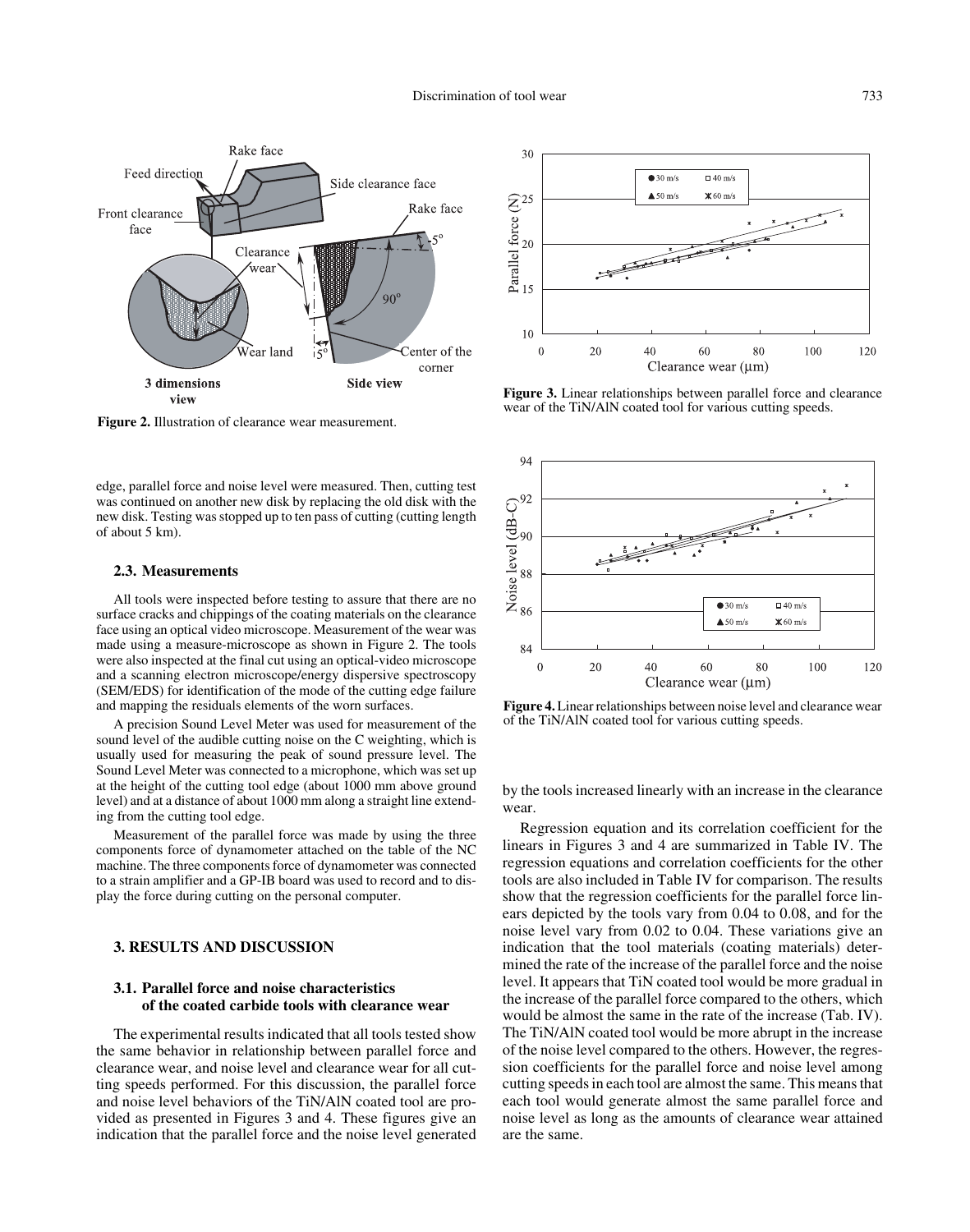Figure 2. Illustration of clearance wear measurement.

Figure 3. Linear relationships between parallel force and clearance wear of the TiN/AlN coated tool for various cutting speeds.

Figure 4. Linear relationships between noise level and clearance wear of the TiN/AlN coated tool for various cutting speeds.

edge, parallel force and noise level were measured. Then, cutting test was continued on another new disk by replacing the old disk with the new disk. Testing was stopped up to ten pass of cutting (cutting length of about 5 km).

### 2.3. Measurements

All tools were inspected before testing to assure that there are no surface cracks and chippings of the coating materials on the clearance face using an optical video microscope. Measurement of the wear was made using a measure-microscope as shown in Figure 2. The tools were also inspected at the final cut using an optical-video microscope and a scanning electron microscope/energy dispersive spectroscopy (SEM/EDS) for identification of the mode of the cutting edge failure and mapping the residuals elements of the worn surfaces.

A precision Sound Level Meter was used for measurement of the sound level of the audible cutting noise on the C weighting, which is usually used for measuring the peak of sound pressure level. The Sound Level Meter was connected to a microphone, which was set up at the height of the cutting tool edge (about 1000 mm above ground level) and at a distance of about 1000 mm along a straight line extending from the cutting tool edge.

Measurement of the parallel force was made by using the three components force of dynamometer attached on the table of the NC machine. The three components force of dynamometer was connected to a strain amplifier and a GP-IB board was used to record and to display the force during cutting on the personal computer.

## 3. RESULTS AND DISCUSSION

### 3.1. Parallel force and noise characteristics of the coated carbide tools with clearance wear

The experimental results indicated that all tools tested show the same behavior in relationship between parallel force and clearance wear, and noise level and clearance wear for all cutting speeds performed. For this discussion, the parallel force and noise level behaviors of the TiN/AlN coated tool are provided as presented in Figures 3 and 4. These figures give an indication that the parallel force and the noise level generated by the tools increased linearly with an increase in the clearance wear.

Regression equation and its correlation coefficient for the linears in Figures 3 and 4 are summarized in Table IV. The regression equations and correlation coefficients for the other tools are also included in Table IV for comparison. The results show that the regression coefficients for the parallel force linears depicted by the tools vary from 0.04 to 0.08, and for the noise level vary from 0.02 to 0.04. These variations give an indication that the tool materials (coating materials) determined the rate of the increase of the parallel force and the noise level. It appears that TiN coated tool would be more gradual in the increase of the parallel force compared to the others, which would be almost the same in the rate of the increase (Tab. IV). The TiN/AlN coated tool would be more abrupt in the increase of the noise level compared to the others. However, the regression coefficients for the parallel force and noise level among cutting speeds in each tool are almost the same. This means that each tool would generate almost the same parallel force and noise level as long as the amounts of clearance wear attained are the same.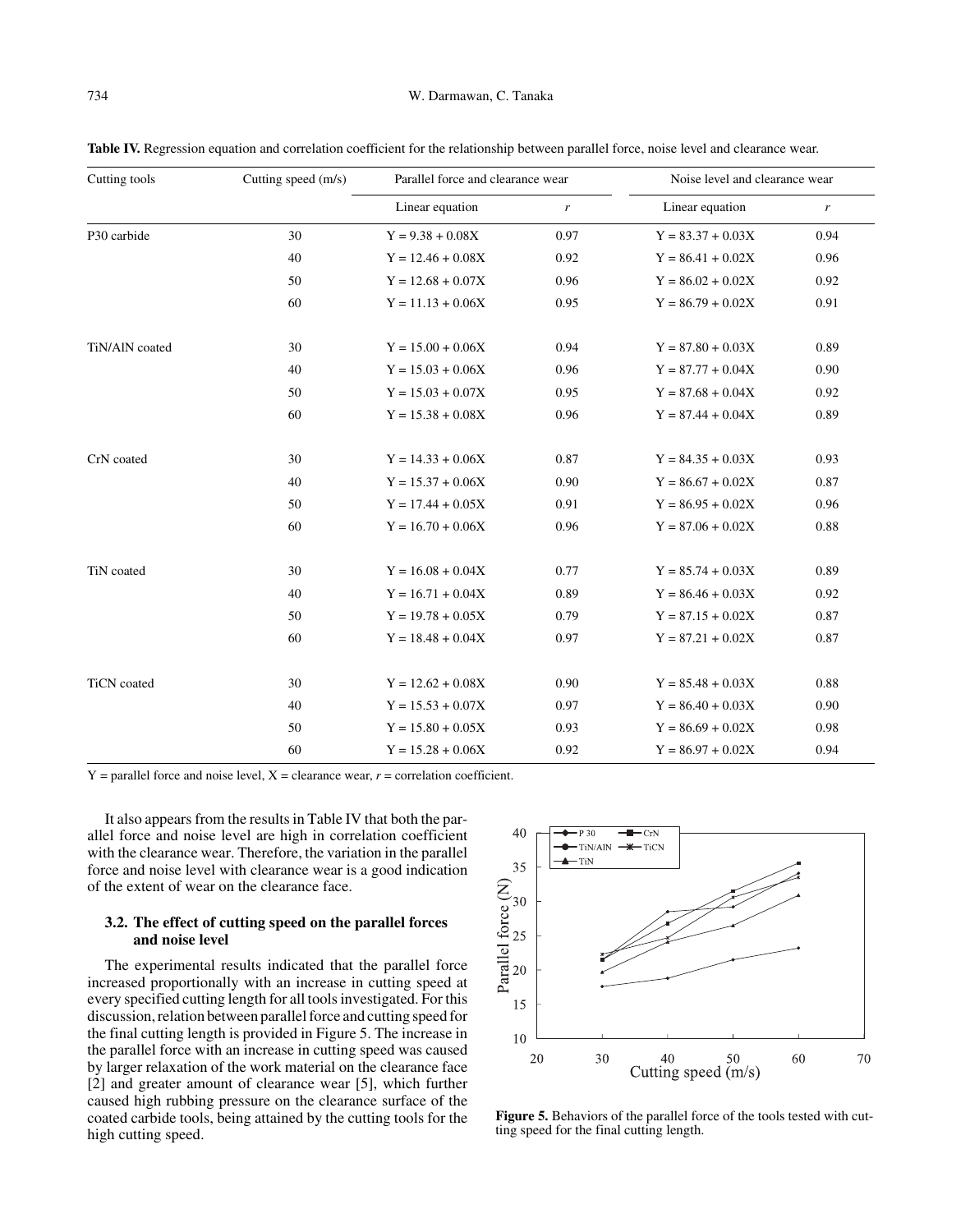**Table IV.** Regression equation and correlation coefficient for the relationship between parallel force, noise level and clearance wear.

| Cutting tools | Cutting speed (m/s) | Parallel force and clearance wear | | Noise level and clearance wear | |
|---|---|---|---|---|---|
| | | Linear equation | $r$ | Linear equation | $r$ |
| P30 carbide | 30 | Y = 9.38 + 0.08X | 0.97 | Y = 83.37 + 0.03X | 0.94 |
| | 40 | Y = 12.46 + 0.08X | 0.92 | Y = 86.41 + 0.02X | 0.96 |
| | 50 | Y = 12.68 + 0.07X | 0.96 | Y = 86.02 + 0.02X | 0.92 |
| | 60 | Y = 11.13 + 0.06X | 0.95 | Y = 86.79 + 0.02X | 0.91 |
| TiN/AlN coated | 30 | Y = 15.00 + 0.06X | 0.94 | Y = 87.80 + 0.03X | 0.89 |
| | 40 | Y = 15.03 + 0.06X | 0.96 | Y = 87.77 + 0.04X | 0.90 |
| | 50 | Y = 15.03 + 0.07X | 0.95 | Y = 87.68 + 0.04X | 0.92 |
| | 60 | Y = 15.38 + 0.08X | 0.96 | Y = 87.44 + 0.04X | 0.89 |
| CrN coated | 30 | Y = 14.33 + 0.06X | 0.87 | Y = 84.35 + 0.03X | 0.93 |
| | 40 | Y = 15.37 + 0.06X | 0.90 | Y = 86.67 + 0.02X | 0.87 |
| | 50 | Y = 17.44 + 0.05X | 0.91 | Y = 86.95 + 0.02X | 0.96 |
| | 60 | Y = 16.70 + 0.06X | 0.96 | Y = 87.06 + 0.02X | 0.88 |
| TiN coated | 30 | Y = 16.08 + 0.04X | 0.77 | Y = 85.74 + 0.03X | 0.89 |
| | 40 | Y = 16.71 + 0.04X | 0.89 | Y = 86.46 + 0.03X | 0.92 |
| | 50 | Y = 19.78 + 0.05X | 0.79 | Y = 87.15 + 0.02X | 0.87 |
| | 60 | Y = 18.48 + 0.04X | 0.97 | Y = 87.21 + 0.02X | 0.87 |
| TiCN coated | 30 | Y = 12.62 + 0.08X | 0.90 | Y = 85.48 + 0.03X | 0.88 |
| | 40 | Y = 15.53 + 0.07X | 0.97 | Y = 86.40 + 0.03X | 0.90 |
| | 50 | Y = 15.80 + 0.05X | 0.93 | Y = 86.69 + 0.02X | 0.98 |
| | 60 | Y = 15.28 + 0.06X | 0.92 | Y = 86.97 + 0.02X | 0.94 |

Y = parallel force and noise level, X = clearance wear, $r$ = correlation coefficient.

It also appears from the results in Table IV that both the parallel force and noise level are high in correlation coefficient with the clearance wear. Therefore, the variation in the parallel force and noise level with clearance wear is a good indication of the extent of wear on the clearance face.

### 3.2. The effect of cutting speed on the parallel forces and noise level

The experimental results indicated that the parallel force increased proportionally with an increase in cutting speed at every specified cutting length for all tools investigated. For this discussion, relation between parallel force and cutting speed for the final cutting length is provided in Figure 5. The increase in the parallel force with an increase in cutting speed was caused by larger relaxation of the work material on the clearance face [2] and greater amount of clearance wear [5], which further caused high rubbing pressure on the clearance surface of the coated carbide tools, being attained by the cutting tools for the high cutting speed.

**Figure 5.** Behaviors of the parallel force of the tools tested with cutting speed for the final cutting length.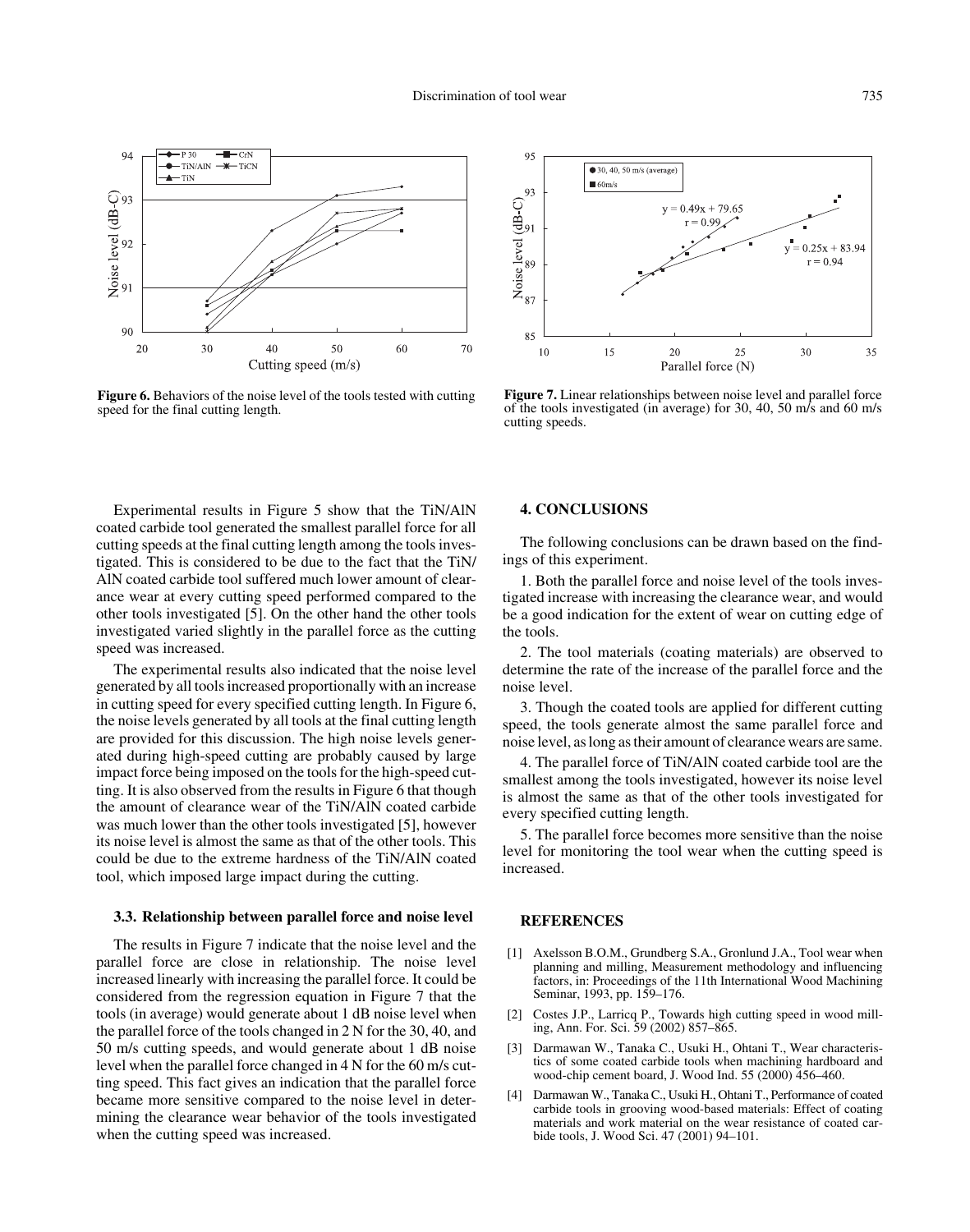**Figure 6.** Behaviors of the noise level of the tools tested with cutting speed for the final cutting length.

**Figure 7.** Linear relationships between noise level and parallel force of the tools investigated (in average) for 30, 40, 50 m/s and 60 m/s cutting speeds.

Experimental results in Figure 5 show that the TiN/AlN coated carbide tool generated the smallest parallel force for all cutting speeds at the final cutting length among the tools investigated. This is considered to be due to the fact that the TiN/AlN coated carbide tool suffered much lower amount of clearance wear at every cutting speed performed compared to the other tools investigated [5]. On the other hand the other tools investigated varied slightly in the parallel force as the cutting speed was increased.

The experimental results also indicated that the noise level generated by all tools increased proportionally with an increase in cutting speed for every specified cutting length. In Figure 6, the noise levels generated by all tools at the final cutting length are provided for this discussion. The high noise levels generated during high-speed cutting are probably caused by large impact force being imposed on the tools for the high-speed cutting. It is also observed from the results in Figure 6 that though the amount of clearance wear of the TiN/AlN coated carbide was much lower than the other tools investigated [5], however its noise level is almost the same as that of the other tools. This could be due to the extreme hardness of the TiN/AlN coated tool, which imposed large impact during the cutting.

### 3.3. Relationship between parallel force and noise level

The results in Figure 7 indicate that the noise level and the parallel force are close in relationship. The noise level increased linearly with increasing the parallel force. It could be considered from the regression equation in Figure 7 that the tools (in average) would generate about 1 dB noise level when the parallel force of the tools changed in 2 N for the 30, 40, and 50 m/s cutting speeds, and would generate about 1 dB noise level when the parallel force changed in 4 N for the 60 m/s cutting speed. This fact gives an indication that the parallel force became more sensitive compared to the noise level in determining the clearance wear behavior of the tools investigated when the cutting speed was increased.

## 4. CONCLUSIONS

The following conclusions can be drawn based on the findings of this experiment.

1. Both the parallel force and noise level of the tools investigated increase with increasing the clearance wear, and would be a good indication for the extent of wear on cutting edge of the tools.

2. The tool materials (coating materials) are observed to determine the rate of the increase of the parallel force and the noise level.

3. Though the coated tools are applied for different cutting speed, the tools generate almost the same parallel force and noise level, as long as their amount of clearance wears are same.

4. The parallel force of TiN/AlN coated carbide tool are the smallest among the tools investigated, however its noise level is almost the same as that of the other tools investigated for every specified cutting length.

5. The parallel force becomes more sensitive than the noise level for monitoring the tool wear when the cutting speed is increased.

## REFERENCES

[1] Axelsson B.O.M., Grundberg S.A., Gronlund J.A., Tool wear when planning and milling, Measurement methodology and influencing factors, in: Proceedings of the 11th International Wood Machining Seminar, 1993, pp. 159–176.

[2] Costes J.P., Larricq P., Towards high cutting speed in wood milling, Ann. For. Sci. 59 (2002) 857–865.

[3] Darmawan W., Tanaka C., Usuki H., Ohtani T., Wear characteristics of some coated carbide tools when machining hardboard and wood-chip cement board, J. Wood Ind. 55 (2000) 456–460.

[4] Darmawan W., Tanaka C., Usuki H., Ohtani T., Performance of coated carbide tools in grooving wood-based materials: Effect of coating materials and work material on the wear resistance of coated carbide tools, J. Wood Sci. 47 (2001) 94–101.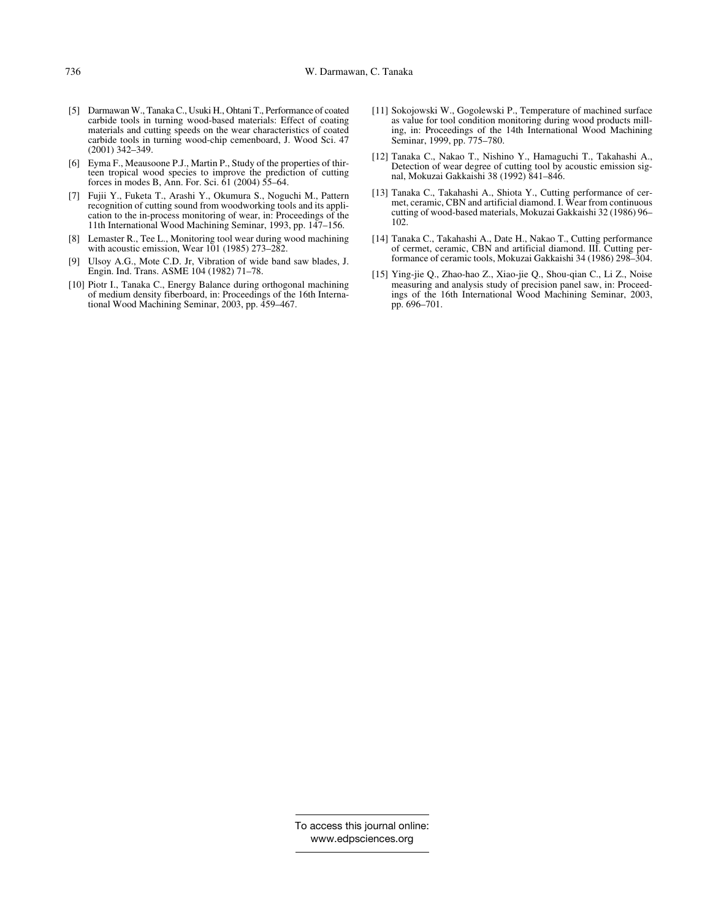[5] Darmawan W., Tanaka C., Usuki H., Ohtani T., Performance of coated carbide tools in turning wood-based materials: Effect of coating materials and cutting speeds on the wear characteristics of coated carbide tools in turning wood-chip cemenboard, J. Wood Sci. 47 (2001) 342–349.

[6] Eyma F., Meausoone P.J., Martin P., Study of the properties of thirteen tropical wood species to improve the prediction of cutting forces in modes B, Ann. For. Sci. 61 (2004) 55–64.

[7] Fujii Y., Fuketa T., Arashi Y., Okumura S., Noguchi M., Pattern recognition of cutting sound from woodworking tools and its application to the in-process monitoring of wear, in: Proceedings of the 11th International Wood Machining Seminar, 1993, pp. 147–156.

[8] Lemaster R., Tee L., Monitoring tool wear during wood machining with acoustic emission, Wear 101 (1985) 273–282.

[9] Ulsoy A.G., Mote C.D. Jr, Vibration of wide band saw blades, J. Engin. Ind. Trans. ASME 104 (1982) 71–78.

[10] Piotr I., Tanaka C., Energy Balance during orthogonal machining of medium density fiberboard, in: Proceedings of the 16th International Wood Machining Seminar, 2003, pp. 459–467.

[11] Sokojowski W., Gogolewski P., Temperature of machined surface as value for tool condition monitoring during wood products milling, in: Proceedings of the 14th International Wood Machining Seminar, 1999, pp. 775–780.

[12] Tanaka C., Nakao T., Nishino Y., Hamaguchi T., Takahashi A., Detection of wear degree of cutting tool by acoustic emission signal, Mokuzai Gakkaishi 38 (1992) 841–846.

[13] Tanaka C., Takahashi A., Shiota Y., Cutting performance of cermet, ceramic, CBN and artificial diamond. I. Wear from continuous cutting of wood-based materials, Mokuzai Gakkaishi 32 (1986) 96–102.

[14] Tanaka C., Takahashi A., Date H., Nakao T., Cutting performance of cermet, ceramic, CBN and artificial diamond. III. Cutting performance of ceramic tools, Mokuzai Gakkaishi 34 (1986) 298–304.

[15] Ying-jie Q., Zhao-hao Z., Xiao-jie Q., Shou-qian C., Li Z., Noise measuring and analysis study of precision panel saw, in: Proceedings of the 16th International Wood Machining Seminar, 2003, pp. 696–701.

To access this journal online:
www.edpsciences.org